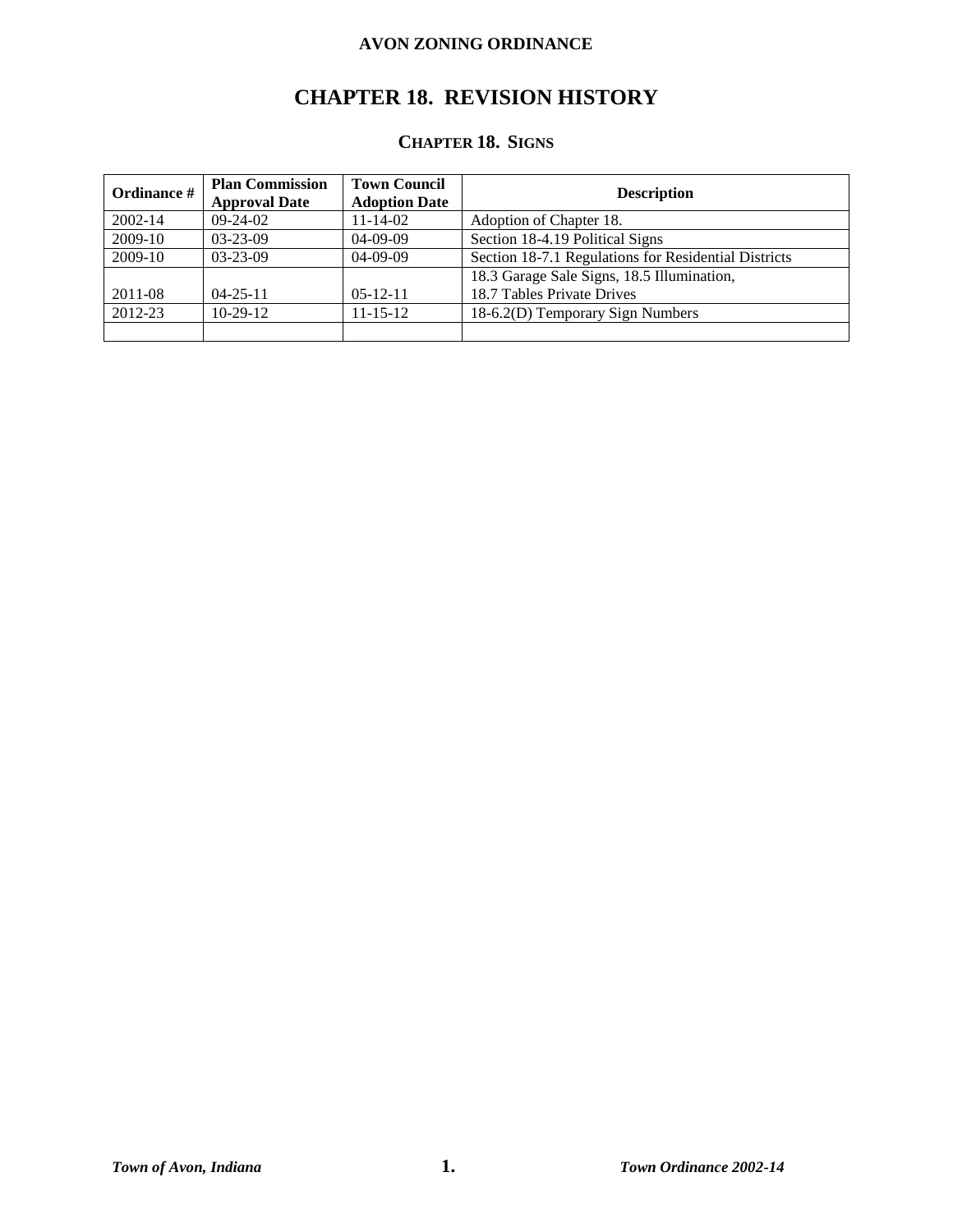# CHAPTER 18. REVISION HISTORY

## CHAPTER 18. SIGNS

| Ordinance # | Plan Commission Approval Date | Town Council Adoption Date | Description |
|---|---|---|---|
| 2002-14 | 09-24-02 | 11-14-02 | Adoption of Chapter 18. |
| 2009-10 | 03-23-09 | 04-09-09 | Section 18-4.19 Political Signs |
| 2009-10 | 03-23-09 | 04-09-09 | Section 18-7.1 Regulations for Residential Districts |
| 2011-08 | 04-25-11 | 05-12-11 | 18.3 Garage Sale Signs, 18.5 Illumination, 18.7 Tables Private Drives |
| 2012-23 | 10-29-12 | 11-15-12 | 18-6.2(D) Temporary Sign Numbers |
| | | | |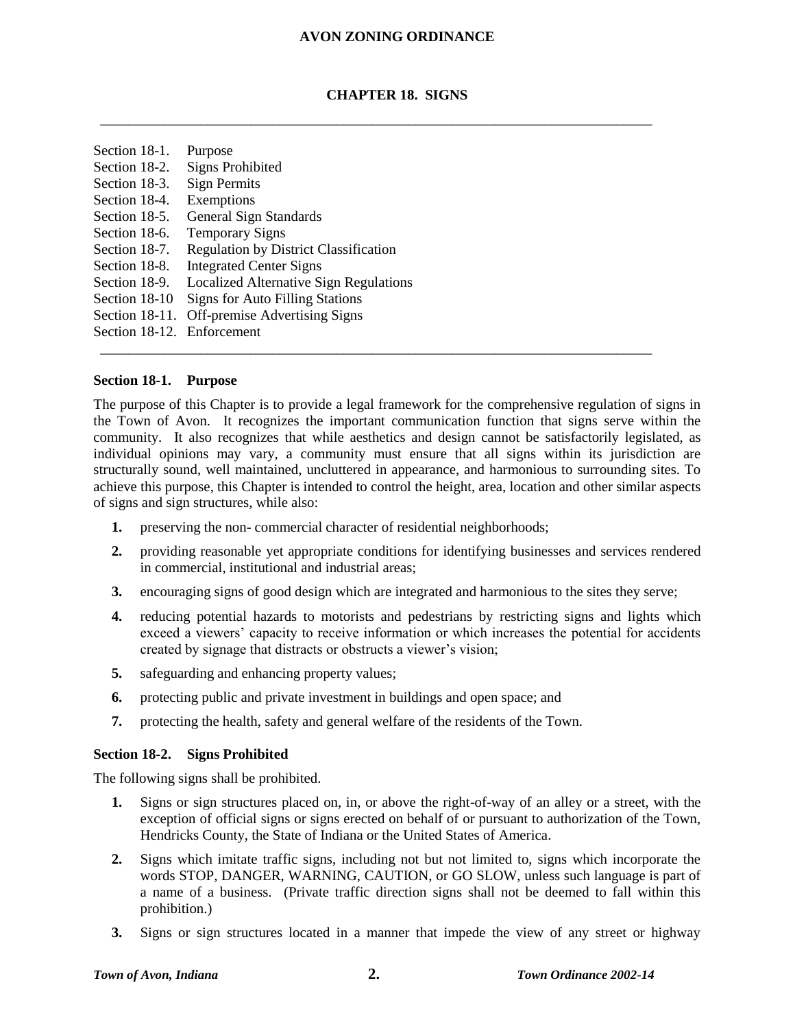# CHAPTER 18. SIGNS

Section 18-1. Purpose
Section 18-2. Signs Prohibited
Section 18-3. Sign Permits
Section 18-4. Exemptions
Section 18-5. General Sign Standards
Section 18-6. Temporary Signs
Section 18-7. Regulation by District Classification
Section 18-8. Integrated Center Signs
Section 18-9. Localized Alternative Sign Regulations
Section 18-10 Signs for Auto Filling Stations
Section 18-11. Off-premise Advertising Signs
Section 18-12. Enforcement

### Section 18-1. Purpose

The purpose of this Chapter is to provide a legal framework for the comprehensive regulation of signs in the Town of Avon. It recognizes the important communication function that signs serve within the community. It also recognizes that while aesthetics and design cannot be satisfactorily legislated, as individual opinions may vary, a community must ensure that all signs within its jurisdiction are structurally sound, well maintained, uncluttered in appearance, and harmonious to surrounding sites. To achieve this purpose, this Chapter is intended to control the height, area, location and other similar aspects of signs and sign structures, while also:

1. preserving the non- commercial character of residential neighborhoods;
2. providing reasonable yet appropriate conditions for identifying businesses and services rendered in commercial, institutional and industrial areas;
3. encouraging signs of good design which are integrated and harmonious to the sites they serve;
4. reducing potential hazards to motorists and pedestrians by restricting signs and lights which exceed a viewers' capacity to receive information or which increases the potential for accidents created by signage that distracts or obstructs a viewer's vision;
5. safeguarding and enhancing property values;
6. protecting public and private investment in buildings and open space; and
7. protecting the health, safety and general welfare of the residents of the Town.

### Section 18-2. Signs Prohibited

The following signs shall be prohibited.

1. Signs or sign structures placed on, in, or above the right-of-way of an alley or a street, with the exception of official signs or signs erected on behalf of or pursuant to authorization of the Town, Hendricks County, the State of Indiana or the United States of America.
2. Signs which imitate traffic signs, including not but not limited to, signs which incorporate the words STOP, DANGER, WARNING, CAUTION, or GO SLOW, unless such language is part of a name of a business. (Private traffic direction signs shall not be deemed to fall within this prohibition.)
3. Signs or sign structures located in a manner that impede the view of any street or highway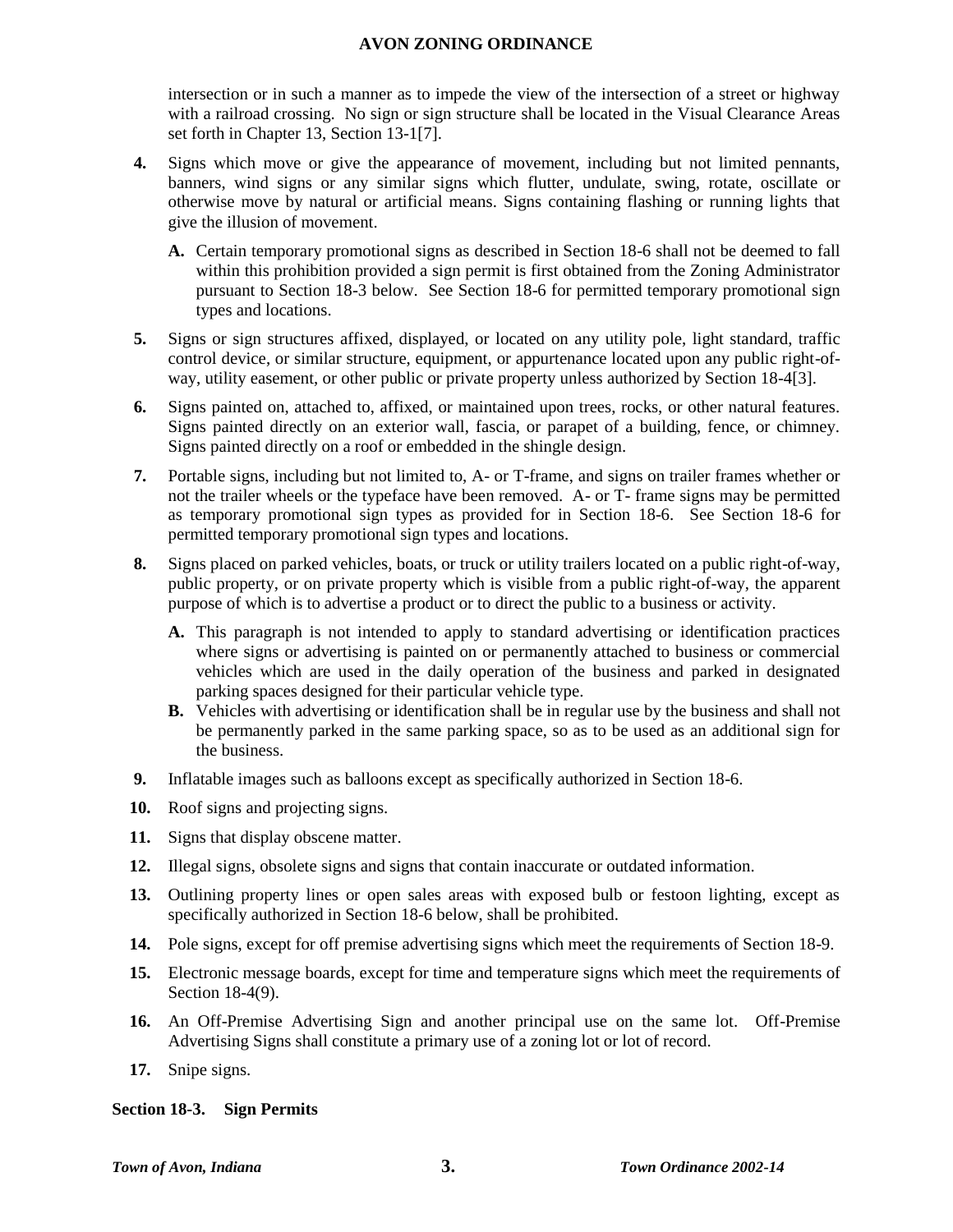intersection or in such a manner as to impede the view of the intersection of a street or highway with a railroad crossing. No sign or sign structure shall be located in the Visual Clearance Areas set forth in Chapter 13, Section 13-1[7].

**4.** Signs which move or give the appearance of movement, including but not limited pennants, banners, wind signs or any similar signs which flutter, undulate, swing, rotate, oscillate or otherwise move by natural or artificial means. Signs containing flashing or running lights that give the illusion of movement.

- **A.** Certain temporary promotional signs as described in Section 18-6 shall not be deemed to fall within this prohibition provided a sign permit is first obtained from the Zoning Administrator pursuant to Section 18-3 below. See Section 18-6 for permitted temporary promotional sign types and locations.

**5.** Signs or sign structures affixed, displayed, or located on any utility pole, light standard, traffic control device, or similar structure, equipment, or appurtenance located upon any public right-of-way, utility easement, or other public or private property unless authorized by Section 18-4[3].

**6.** Signs painted on, attached to, affixed, or maintained upon trees, rocks, or other natural features. Signs painted directly on an exterior wall, fascia, or parapet of a building, fence, or chimney. Signs painted directly on a roof or embedded in the shingle design.

**7.** Portable signs, including but not limited to, A- or T-frame, and signs on trailer frames whether or not the trailer wheels or the typeface have been removed. A- or T- frame signs may be permitted as temporary promotional sign types as provided for in Section 18-6. See Section 18-6 for permitted temporary promotional sign types and locations.

**8.** Signs placed on parked vehicles, boats, or truck or utility trailers located on a public right-of-way, public property, or on private property which is visible from a public right-of-way, the apparent purpose of which is to advertise a product or to direct the public to a business or activity.

- **A.** This paragraph is not intended to apply to standard advertising or identification practices where signs or advertising is painted on or permanently attached to business or commercial vehicles which are used in the daily operation of the business and parked in designated parking spaces designed for their particular vehicle type.
- **B.** Vehicles with advertising or identification shall be in regular use by the business and shall not be permanently parked in the same parking space, so as to be used as an additional sign for the business.

**9.** Inflatable images such as balloons except as specifically authorized in Section 18-6.

**10.** Roof signs and projecting signs.

**11.** Signs that display obscene matter.

**12.** Illegal signs, obsolete signs and signs that contain inaccurate or outdated information.

**13.** Outlining property lines or open sales areas with exposed bulb or festoon lighting, except as specifically authorized in Section 18-6 below, shall be prohibited.

**14.** Pole signs, except for off premise advertising signs which meet the requirements of Section 18-9.

**15.** Electronic message boards, except for time and temperature signs which meet the requirements of Section 18-4(9).

**16.** An Off-Premise Advertising Sign and another principal use on the same lot. Off-Premise Advertising Signs shall constitute a primary use of a zoning lot or lot of record.

**17.** Snipe signs.

### Section 18-3. Sign Permits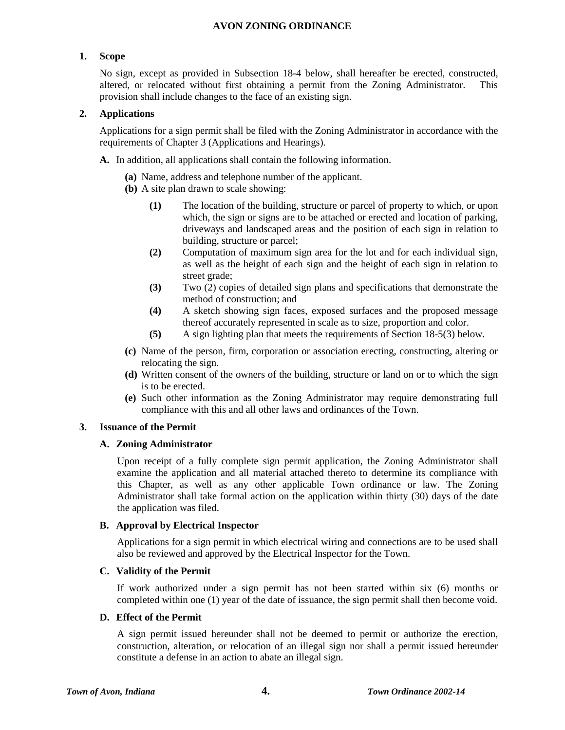## 1. Scope

No sign, except as provided in Subsection 18-4 below, shall hereafter be erected, constructed, altered, or relocated without first obtaining a permit from the Zoning Administrator. This provision shall include changes to the face of an existing sign.

## 2. Applications

Applications for a sign permit shall be filed with the Zoning Administrator in accordance with the requirements of Chapter 3 (Applications and Hearings).

**A.** In addition, all applications shall contain the following information.

- **(a)** Name, address and telephone number of the applicant.
- **(b)** A site plan drawn to scale showing:
  - **(1)** The location of the building, structure or parcel of property to which, or upon which, the sign or signs are to be attached or erected and location of parking, driveways and landscaped areas and the position of each sign in relation to building, structure or parcel;
  - **(2)** Computation of maximum sign area for the lot and for each individual sign, as well as the height of each sign and the height of each sign in relation to street grade;
  - **(3)** Two (2) copies of detailed sign plans and specifications that demonstrate the method of construction; and
  - **(4)** A sketch showing sign faces, exposed surfaces and the proposed message thereof accurately represented in scale as to size, proportion and color.
  - **(5)** A sign lighting plan that meets the requirements of Section 18-5(3) below.
- **(c)** Name of the person, firm, corporation or association erecting, constructing, altering or relocating the sign.
- **(d)** Written consent of the owners of the building, structure or land on or to which the sign is to be erected.
- **(e)** Such other information as the Zoning Administrator may require demonstrating full compliance with this and all other laws and ordinances of the Town.

## 3. Issuance of the Permit

### A. Zoning Administrator

Upon receipt of a fully complete sign permit application, the Zoning Administrator shall examine the application and all material attached thereto to determine its compliance with this Chapter, as well as any other applicable Town ordinance or law. The Zoning Administrator shall take formal action on the application within thirty (30) days of the date the application was filed.

### B. Approval by Electrical Inspector

Applications for a sign permit in which electrical wiring and connections are to be used shall also be reviewed and approved by the Electrical Inspector for the Town.

### C. Validity of the Permit

If work authorized under a sign permit has not been started within six (6) months or completed within one (1) year of the date of issuance, the sign permit shall then become void.

### D. Effect of the Permit

A sign permit issued hereunder shall not be deemed to permit or authorize the erection, construction, alteration, or relocation of an illegal sign nor shall a permit issued hereunder constitute a defense in an action to abate an illegal sign.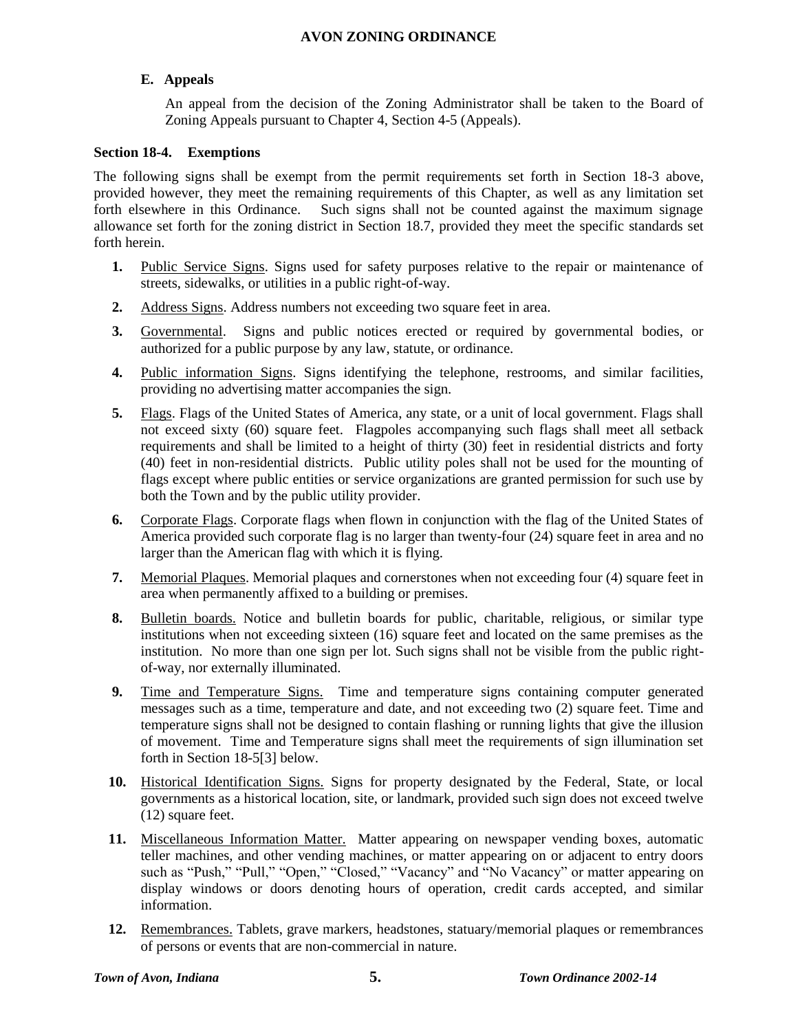### E. Appeals

An appeal from the decision of the Zoning Administrator shall be taken to the Board of Zoning Appeals pursuant to Chapter 4, Section 4-5 (Appeals).

### Section 18-4. Exemptions

The following signs shall be exempt from the permit requirements set forth in Section 18-3 above, provided however, they meet the remaining requirements of this Chapter, as well as any limitation set forth elsewhere in this Ordinance. Such signs shall not be counted against the maximum signage allowance set forth for the zoning district in Section 18.7, provided they meet the specific standards set forth herein.

1. Public Service Signs. Signs used for safety purposes relative to the repair or maintenance of streets, sidewalks, or utilities in a public right-of-way.
2. Address Signs. Address numbers not exceeding two square feet in area.
3. Governmental. Signs and public notices erected or required by governmental bodies, or authorized for a public purpose by any law, statute, or ordinance.
4. Public information Signs. Signs identifying the telephone, restrooms, and similar facilities, providing no advertising matter accompanies the sign.
5. Flags. Flags of the United States of America, any state, or a unit of local government. Flags shall not exceed sixty (60) square feet. Flagpoles accompanying such flags shall meet all setback requirements and shall be limited to a height of thirty (30) feet in residential districts and forty (40) feet in non-residential districts. Public utility poles shall not be used for the mounting of flags except where public entities or service organizations are granted permission for such use by both the Town and by the public utility provider.
6. Corporate Flags. Corporate flags when flown in conjunction with the flag of the United States of America provided such corporate flag is no larger than twenty-four (24) square feet in area and no larger than the American flag with which it is flying.
7. Memorial Plaques. Memorial plaques and cornerstones when not exceeding four (4) square feet in area when permanently affixed to a building or premises.
8. Bulletin boards. Notice and bulletin boards for public, charitable, religious, or similar type institutions when not exceeding sixteen (16) square feet and located on the same premises as the institution. No more than one sign per lot. Such signs shall not be visible from the public right-of-way, nor externally illuminated.
9. Time and Temperature Signs. Time and temperature signs containing computer generated messages such as a time, temperature and date, and not exceeding two (2) square feet. Time and temperature signs shall not be designed to contain flashing or running lights that give the illusion of movement. Time and Temperature signs shall meet the requirements of sign illumination set forth in Section 18-5[3] below.
10. Historical Identification Signs. Signs for property designated by the Federal, State, or local governments as a historical location, site, or landmark, provided such sign does not exceed twelve (12) square feet.
11. Miscellaneous Information Matter. Matter appearing on newspaper vending boxes, automatic teller machines, and other vending machines, or matter appearing on or adjacent to entry doors such as "Push," "Pull," "Open," "Closed," "Vacancy" and "No Vacancy" or matter appearing on display windows or doors denoting hours of operation, credit cards accepted, and similar information.
12. Remembrances. Tablets, grave markers, headstones, statuary/memorial plaques or remembrances of persons or events that are non-commercial in nature.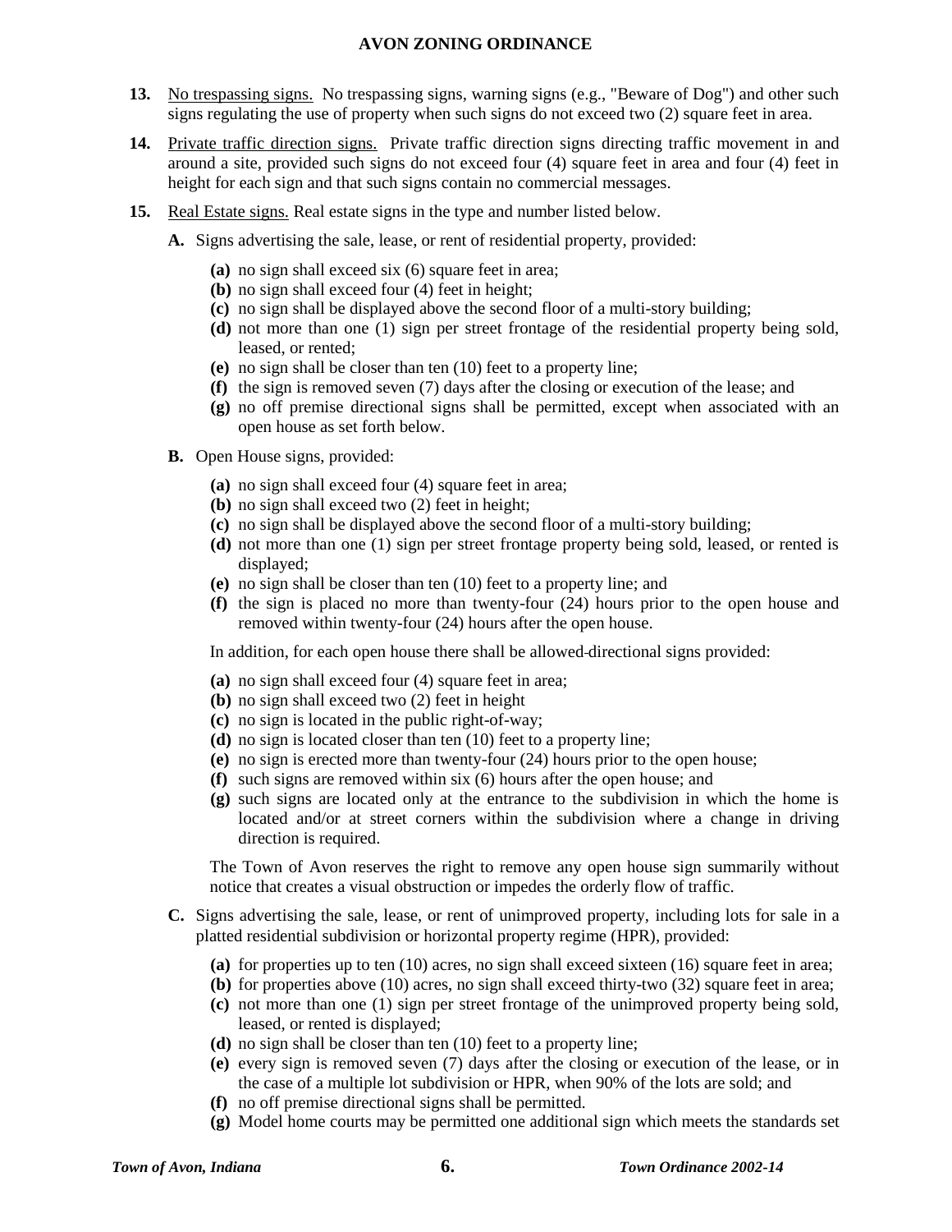13. <u>No trespassing signs.</u> No trespassing signs, warning signs (e.g., "Beware of Dog") and other such signs regulating the use of property when such signs do not exceed two (2) square feet in area.

14. <u>Private traffic direction signs.</u> Private traffic direction signs directing traffic movement in and around a site, provided such signs do not exceed four (4) square feet in area and four (4) feet in height for each sign and that such signs contain no commercial messages.

15. <u>Real Estate signs.</u> Real estate signs in the type and number listed below.

   **A.** Signs advertising the sale, lease, or rent of residential property, provided:

   - **(a)** no sign shall exceed six (6) square feet in area;
   - **(b)** no sign shall exceed four (4) feet in height;
   - **(c)** no sign shall be displayed above the second floor of a multi-story building;
   - **(d)** not more than one (1) sign per street frontage of the residential property being sold, leased, or rented;
   - **(e)** no sign shall be closer than ten (10) feet to a property line;
   - **(f)** the sign is removed seven (7) days after the closing or execution of the lease; and
   - **(g)** no off premise directional signs shall be permitted, except when associated with an open house as set forth below.

   **B.** Open House signs, provided:

   - **(a)** no sign shall exceed four (4) square feet in area;
   - **(b)** no sign shall exceed two (2) feet in height;
   - **(c)** no sign shall be displayed above the second floor of a multi-story building;
   - **(d)** not more than one (1) sign per street frontage property being sold, leased, or rented is displayed;
   - **(e)** no sign shall be closer than ten (10) feet to a property line; and
   - **(f)** the sign is placed no more than twenty-four (24) hours prior to the open house and removed within twenty-four (24) hours after the open house.

   In addition, for each open house there shall be allowed directional signs provided:

   - **(a)** no sign shall exceed four (4) square feet in area;
   - **(b)** no sign shall exceed two (2) feet in height
   - **(c)** no sign is located in the public right-of-way;
   - **(d)** no sign is located closer than ten (10) feet to a property line;
   - **(e)** no sign is erected more than twenty-four (24) hours prior to the open house;
   - **(f)** such signs are removed within six (6) hours after the open house; and
   - **(g)** such signs are located only at the entrance to the subdivision in which the home is located and/or at street corners within the subdivision where a change in driving direction is required.

   The Town of Avon reserves the right to remove any open house sign summarily without notice that creates a visual obstruction or impedes the orderly flow of traffic.

   **C.** Signs advertising the sale, lease, or rent of unimproved property, including lots for sale in a platted residential subdivision or horizontal property regime (HPR), provided:

   - **(a)** for properties up to ten (10) acres, no sign shall exceed sixteen (16) square feet in area;
   - **(b)** for properties above (10) acres, no sign shall exceed thirty-two (32) square feet in area;
   - **(c)** not more than one (1) sign per street frontage of the unimproved property being sold, leased, or rented is displayed;
   - **(d)** no sign shall be closer than ten (10) feet to a property line;
   - **(e)** every sign is removed seven (7) days after the closing or execution of the lease, or in the case of a multiple lot subdivision or HPR, when 90% of the lots are sold; and
   - **(f)** no off premise directional signs shall be permitted.
   - **(g)** Model home courts may be permitted one additional sign which meets the standards set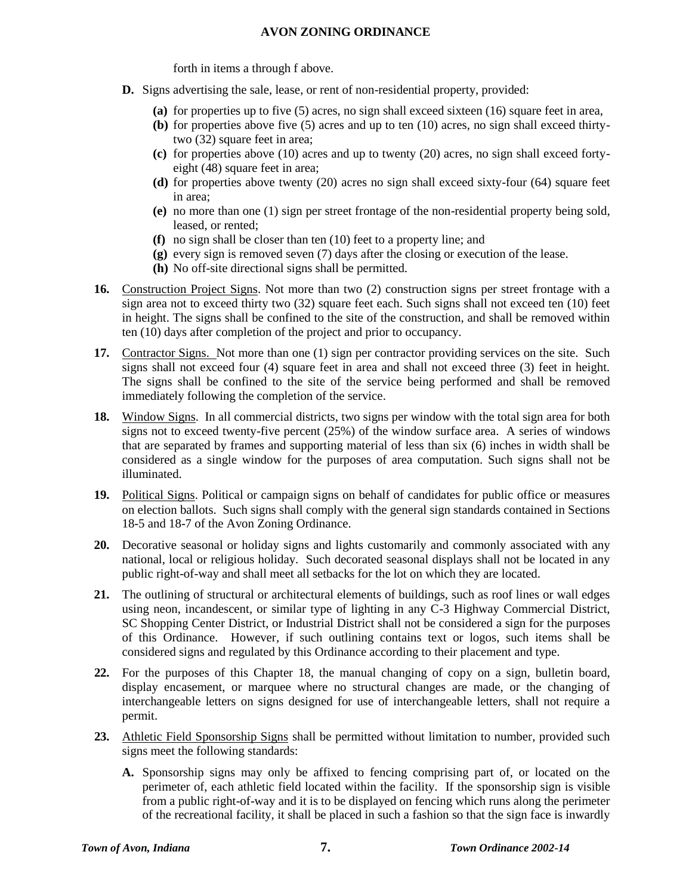forth in items a through f above.

**D.** Signs advertising the sale, lease, or rent of non-residential property, provided:

**(a)** for properties up to five (5) acres, no sign shall exceed sixteen (16) square feet in area,
**(b)** for properties above five (5) acres and up to ten (10) acres, no sign shall exceed thirty-two (32) square feet in area;
**(c)** for properties above (10) acres and up to twenty (20) acres, no sign shall exceed forty-eight (48) square feet in area;
**(d)** for properties above twenty (20) acres no sign shall exceed sixty-four (64) square feet in area;
**(e)** no more than one (1) sign per street frontage of the non-residential property being sold, leased, or rented;
**(f)** no sign shall be closer than ten (10) feet to a property line; and
**(g)** every sign is removed seven (7) days after the closing or execution of the lease.
**(h)** No off-site directional signs shall be permitted.

**16.** Construction Project Signs. Not more than two (2) construction signs per street frontage with a sign area not to exceed thirty two (32) square feet each. Such signs shall not exceed ten (10) feet in height. The signs shall be confined to the site of the construction, and shall be removed within ten (10) days after completion of the project and prior to occupancy.

**17.** Contractor Signs. Not more than one (1) sign per contractor providing services on the site. Such signs shall not exceed four (4) square feet in area and shall not exceed three (3) feet in height. The signs shall be confined to the site of the service being performed and shall be removed immediately following the completion of the service.

**18.** Window Signs. In all commercial districts, two signs per window with the total sign area for both signs not to exceed twenty-five percent (25%) of the window surface area. A series of windows that are separated by frames and supporting material of less than six (6) inches in width shall be considered as a single window for the purposes of area computation. Such signs shall not be illuminated.

**19.** Political Signs. Political or campaign signs on behalf of candidates for public office or measures on election ballots. Such signs shall comply with the general sign standards contained in Sections 18-5 and 18-7 of the Avon Zoning Ordinance.

**20.** Decorative seasonal or holiday signs and lights customarily and commonly associated with any national, local or religious holiday. Such decorated seasonal displays shall not be located in any public right-of-way and shall meet all setbacks for the lot on which they are located.

**21.** The outlining of structural or architectural elements of buildings, such as roof lines or wall edges using neon, incandescent, or similar type of lighting in any C-3 Highway Commercial District, SC Shopping Center District, or Industrial District shall not be considered a sign for the purposes of this Ordinance. However, if such outlining contains text or logos, such items shall be considered signs and regulated by this Ordinance according to their placement and type.

**22.** For the purposes of this Chapter 18, the manual changing of copy on a sign, bulletin board, display encasement, or marquee where no structural changes are made, or the changing of interchangeable letters on signs designed for use of interchangeable letters, shall not require a permit.

**23.** Athletic Field Sponsorship Signs shall be permitted without limitation to number, provided such signs meet the following standards:

**A.** Sponsorship signs may only be affixed to fencing comprising part of, or located on the perimeter of, each athletic field located within the facility. If the sponsorship sign is visible from a public right-of-way and it is to be displayed on fencing which runs along the perimeter of the recreational facility, it shall be placed in such a fashion so that the sign face is inwardly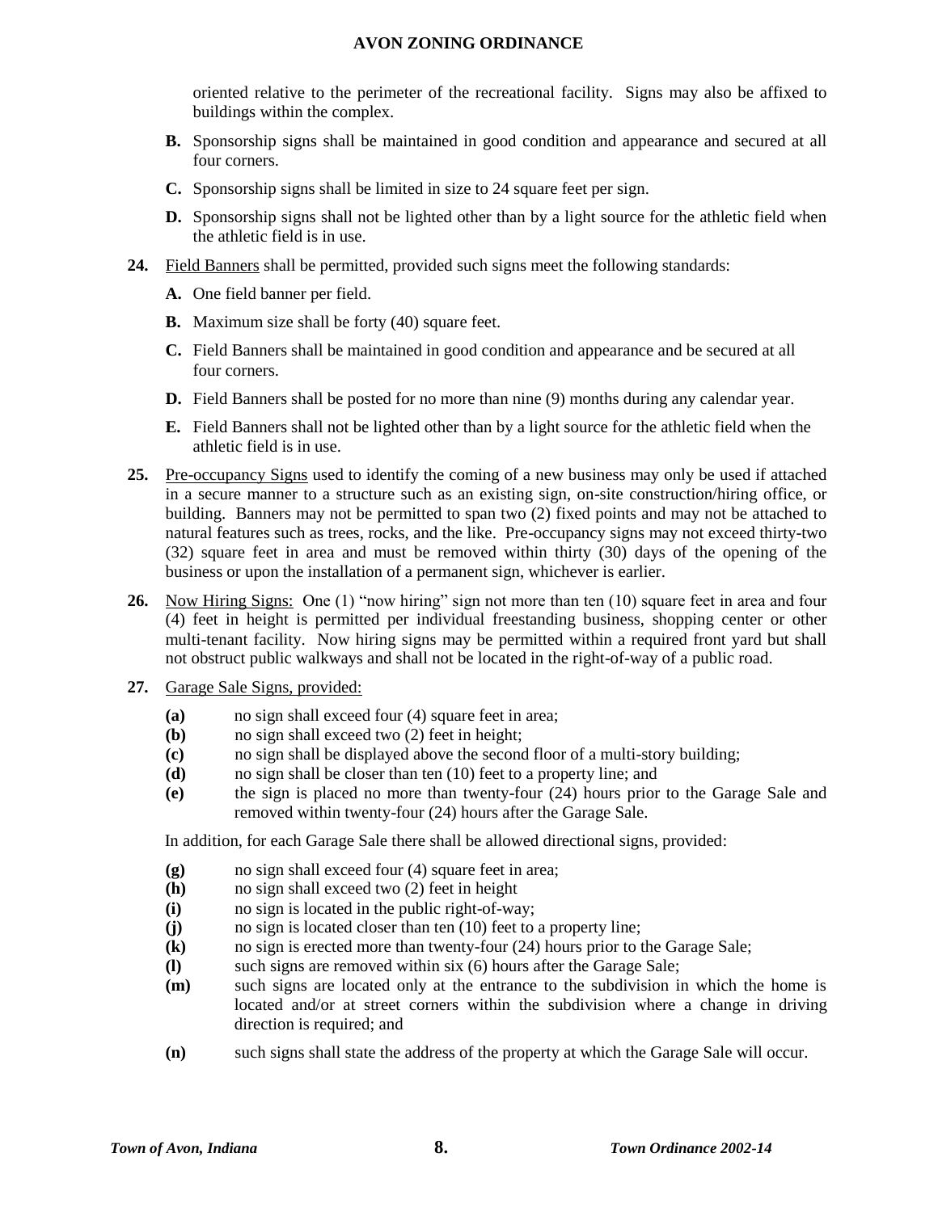oriented relative to the perimeter of the recreational facility. Signs may also be affixed to buildings within the complex.

- **B.** Sponsorship signs shall be maintained in good condition and appearance and secured at all four corners.
- **C.** Sponsorship signs shall be limited in size to 24 square feet per sign.
- **D.** Sponsorship signs shall not be lighted other than by a light source for the athletic field when the athletic field is in use.

**24.** Field Banners shall be permitted, provided such signs meet the following standards:

- **A.** One field banner per field.
- **B.** Maximum size shall be forty (40) square feet.
- **C.** Field Banners shall be maintained in good condition and appearance and be secured at all four corners.
- **D.** Field Banners shall be posted for no more than nine (9) months during any calendar year.
- **E.** Field Banners shall not be lighted other than by a light source for the athletic field when the athletic field is in use.

**25.** Pre-occupancy Signs used to identify the coming of a new business may only be used if attached in a secure manner to a structure such as an existing sign, on-site construction/hiring office, or building. Banners may not be permitted to span two (2) fixed points and may not be attached to natural features such as trees, rocks, and the like. Pre-occupancy signs may not exceed thirty-two (32) square feet in area and must be removed within thirty (30) days of the opening of the business or upon the installation of a permanent sign, whichever is earlier.

**26.** Now Hiring Signs: One (1) "now hiring" sign not more than ten (10) square feet in area and four (4) feet in height is permitted per individual freestanding business, shopping center or other multi-tenant facility. Now hiring signs may be permitted within a required front yard but shall not obstruct public walkways and shall not be located in the right-of-way of a public road.

**27.** Garage Sale Signs, provided:

- **(a)** no sign shall exceed four (4) square feet in area;
- **(b)** no sign shall exceed two (2) feet in height;
- **(c)** no sign shall be displayed above the second floor of a multi-story building;
- **(d)** no sign shall be closer than ten (10) feet to a property line; and
- **(e)** the sign is placed no more than twenty-four (24) hours prior to the Garage Sale and removed within twenty-four (24) hours after the Garage Sale.

In addition, for each Garage Sale there shall be allowed directional signs, provided:

- **(g)** no sign shall exceed four (4) square feet in area;
- **(h)** no sign shall exceed two (2) feet in height
- **(i)** no sign is located in the public right-of-way;
- **(j)** no sign is located closer than ten (10) feet to a property line;
- **(k)** no sign is erected more than twenty-four (24) hours prior to the Garage Sale;
- **(l)** such signs are removed within six (6) hours after the Garage Sale;
- **(m)** such signs are located only at the entrance to the subdivision in which the home is located and/or at street corners within the subdivision where a change in driving direction is required; and
- **(n)** such signs shall state the address of the property at which the Garage Sale will occur.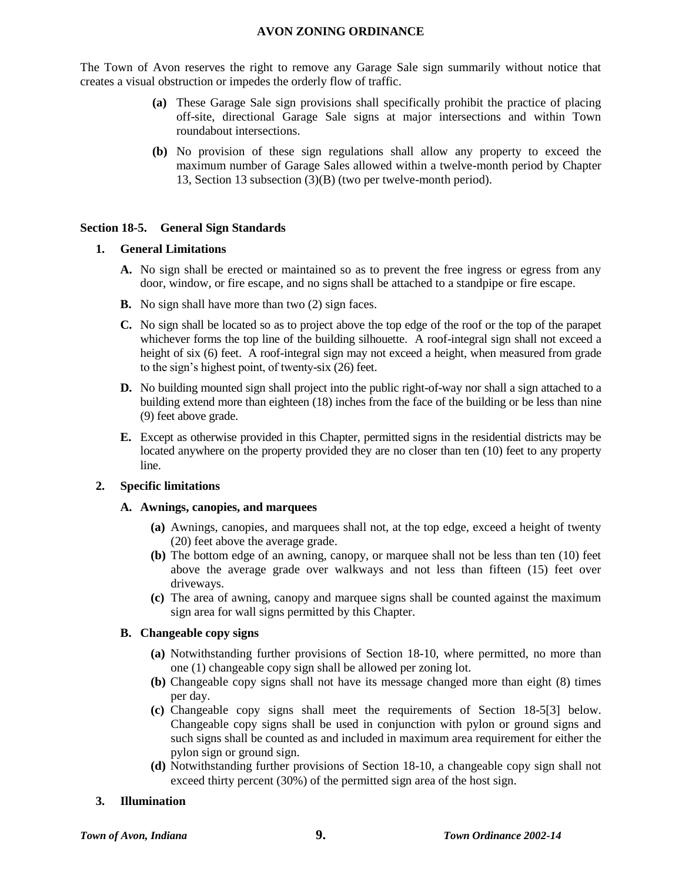The Town of Avon reserves the right to remove any Garage Sale sign summarily without notice that creates a visual obstruction or impedes the orderly flow of traffic.

- **(a)** These Garage Sale sign provisions shall specifically prohibit the practice of placing off-site, directional Garage Sale signs at major intersections and within Town roundabout intersections.
- **(b)** No provision of these sign regulations shall allow any property to exceed the maximum number of Garage Sales allowed within a twelve-month period by Chapter 13, Section 13 subsection (3)(B) (two per twelve-month period).

## Section 18-5. General Sign Standards

### 1. General Limitations

- **A.** No sign shall be erected or maintained so as to prevent the free ingress or egress from any door, window, or fire escape, and no signs shall be attached to a standpipe or fire escape.
- **B.** No sign shall have more than two (2) sign faces.
- **C.** No sign shall be located so as to project above the top edge of the roof or the top of the parapet whichever forms the top line of the building silhouette. A roof-integral sign shall not exceed a height of six (6) feet. A roof-integral sign may not exceed a height, when measured from grade to the sign's highest point, of twenty-six (26) feet.
- **D.** No building mounted sign shall project into the public right-of-way nor shall a sign attached to a building extend more than eighteen (18) inches from the face of the building or be less than nine (9) feet above grade.
- **E.** Except as otherwise provided in this Chapter, permitted signs in the residential districts may be located anywhere on the property provided they are no closer than ten (10) feet to any property line.

### 2. Specific limitations

#### A. Awnings, canopies, and marquees

- **(a)** Awnings, canopies, and marquees shall not, at the top edge, exceed a height of twenty (20) feet above the average grade.
- **(b)** The bottom edge of an awning, canopy, or marquee shall not be less than ten (10) feet above the average grade over walkways and not less than fifteen (15) feet over driveways.
- **(c)** The area of awning, canopy and marquee signs shall be counted against the maximum sign area for wall signs permitted by this Chapter.

#### B. Changeable copy signs

- **(a)** Notwithstanding further provisions of Section 18-10, where permitted, no more than one (1) changeable copy sign shall be allowed per zoning lot.
- **(b)** Changeable copy signs shall not have its message changed more than eight (8) times per day.
- **(c)** Changeable copy signs shall meet the requirements of Section 18-5[3] below. Changeable copy signs shall be used in conjunction with pylon or ground signs and such signs shall be counted as and included in maximum area requirement for either the pylon sign or ground sign.
- **(d)** Notwithstanding further provisions of Section 18-10, a changeable copy sign shall not exceed thirty percent (30%) of the permitted sign area of the host sign.

### 3. Illumination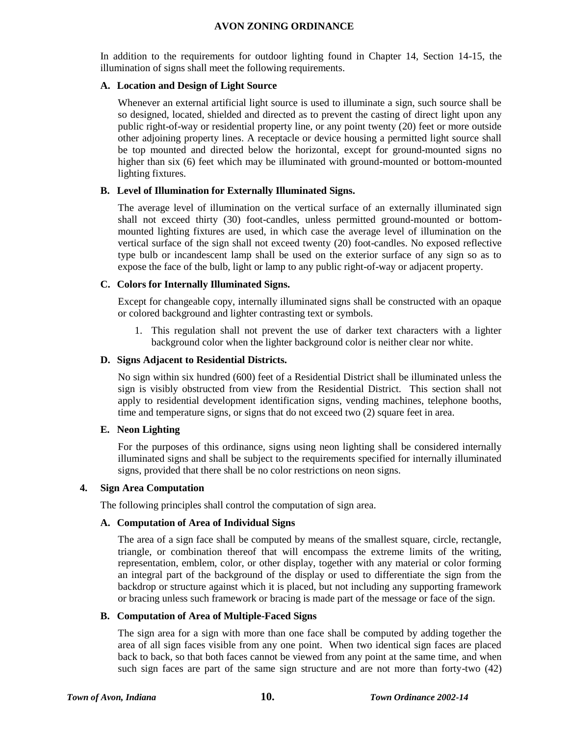In addition to the requirements for outdoor lighting found in Chapter 14, Section 14-15, the illumination of signs shall meet the following requirements.

**A. Location and Design of Light Source**

Whenever an external artificial light source is used to illuminate a sign, such source shall be so designed, located, shielded and directed as to prevent the casting of direct light upon any public right-of-way or residential property line, or any point twenty (20) feet or more outside other adjoining property lines. A receptacle or device housing a permitted light source shall be top mounted and directed below the horizontal, except for ground-mounted signs no higher than six (6) feet which may be illuminated with ground-mounted or bottom-mounted lighting fixtures.

**B. Level of Illumination for Externally Illuminated Signs.**

The average level of illumination on the vertical surface of an externally illuminated sign shall not exceed thirty (30) foot-candles, unless permitted ground-mounted or bottom-mounted lighting fixtures are used, in which case the average level of illumination on the vertical surface of the sign shall not exceed twenty (20) foot-candles. No exposed reflective type bulb or incandescent lamp shall be used on the exterior surface of any sign so as to expose the face of the bulb, light or lamp to any public right-of-way or adjacent property.

**C. Colors for Internally Illuminated Signs.**

Except for changeable copy, internally illuminated signs shall be constructed with an opaque or colored background and lighter contrasting text or symbols.

1. This regulation shall not prevent the use of darker text characters with a lighter background color when the lighter background color is neither clear nor white.

**D. Signs Adjacent to Residential Districts.**

No sign within six hundred (600) feet of a Residential District shall be illuminated unless the sign is visibly obstructed from view from the Residential District. This section shall not apply to residential development identification signs, vending machines, telephone booths, time and temperature signs, or signs that do not exceed two (2) square feet in area.

**E. Neon Lighting**

For the purposes of this ordinance, signs using neon lighting shall be considered internally illuminated signs and shall be subject to the requirements specified for internally illuminated signs, provided that there shall be no color restrictions on neon signs.

**4. Sign Area Computation**

The following principles shall control the computation of sign area.

**A. Computation of Area of Individual Signs**

The area of a sign face shall be computed by means of the smallest square, circle, rectangle, triangle, or combination thereof that will encompass the extreme limits of the writing, representation, emblem, color, or other display, together with any material or color forming an integral part of the background of the display or used to differentiate the sign from the backdrop or structure against which it is placed, but not including any supporting framework or bracing unless such framework or bracing is made part of the message or face of the sign.

**B. Computation of Area of Multiple-Faced Signs**

The sign area for a sign with more than one face shall be computed by adding together the area of all sign faces visible from any one point. When two identical sign faces are placed back to back, so that both faces cannot be viewed from any point at the same time, and when such sign faces are part of the same sign structure and are not more than forty-two (42)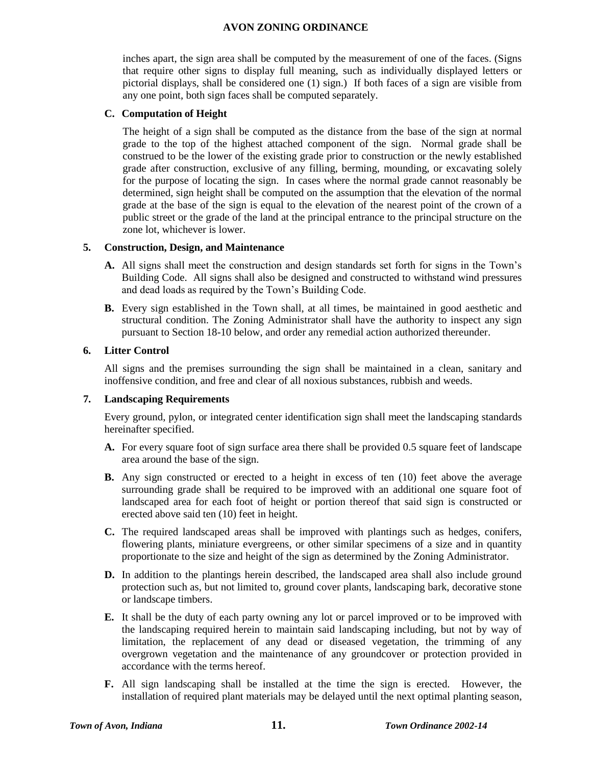inches apart, the sign area shall be computed by the measurement of one of the faces. (Signs that require other signs to display full meaning, such as individually displayed letters or pictorial displays, shall be considered one (1) sign.) If both faces of a sign are visible from any one point, both sign faces shall be computed separately.

**C. Computation of Height**

The height of a sign shall be computed as the distance from the base of the sign at normal grade to the top of the highest attached component of the sign. Normal grade shall be construed to be the lower of the existing grade prior to construction or the newly established grade after construction, exclusive of any filling, berming, mounding, or excavating solely for the purpose of locating the sign. In cases where the normal grade cannot reasonably be determined, sign height shall be computed on the assumption that the elevation of the normal grade at the base of the sign is equal to the elevation of the nearest point of the crown of a public street or the grade of the land at the principal entrance to the principal structure on the zone lot, whichever is lower.

**5. Construction, Design, and Maintenance**

**A.** All signs shall meet the construction and design standards set forth for signs in the Town's Building Code. All signs shall also be designed and constructed to withstand wind pressures and dead loads as required by the Town's Building Code.

**B.** Every sign established in the Town shall, at all times, be maintained in good aesthetic and structural condition. The Zoning Administrator shall have the authority to inspect any sign pursuant to Section 18-10 below, and order any remedial action authorized thereunder.

**6. Litter Control**

All signs and the premises surrounding the sign shall be maintained in a clean, sanitary and inoffensive condition, and free and clear of all noxious substances, rubbish and weeds.

**7. Landscaping Requirements**

Every ground, pylon, or integrated center identification sign shall meet the landscaping standards hereinafter specified.

**A.** For every square foot of sign surface area there shall be provided 0.5 square feet of landscape area around the base of the sign.

**B.** Any sign constructed or erected to a height in excess of ten (10) feet above the average surrounding grade shall be required to be improved with an additional one square foot of landscaped area for each foot of height or portion thereof that said sign is constructed or erected above said ten (10) feet in height.

**C.** The required landscaped areas shall be improved with plantings such as hedges, conifers, flowering plants, miniature evergreens, or other similar specimens of a size and in quantity proportionate to the size and height of the sign as determined by the Zoning Administrator.

**D.** In addition to the plantings herein described, the landscaped area shall also include ground protection such as, but not limited to, ground cover plants, landscaping bark, decorative stone or landscape timbers.

**E.** It shall be the duty of each party owning any lot or parcel improved or to be improved with the landscaping required herein to maintain said landscaping including, but not by way of limitation, the replacement of any dead or diseased vegetation, the trimming of any overgrown vegetation and the maintenance of any groundcover or protection provided in accordance with the terms hereof.

**F.** All sign landscaping shall be installed at the time the sign is erected. However, the installation of required plant materials may be delayed until the next optimal planting season,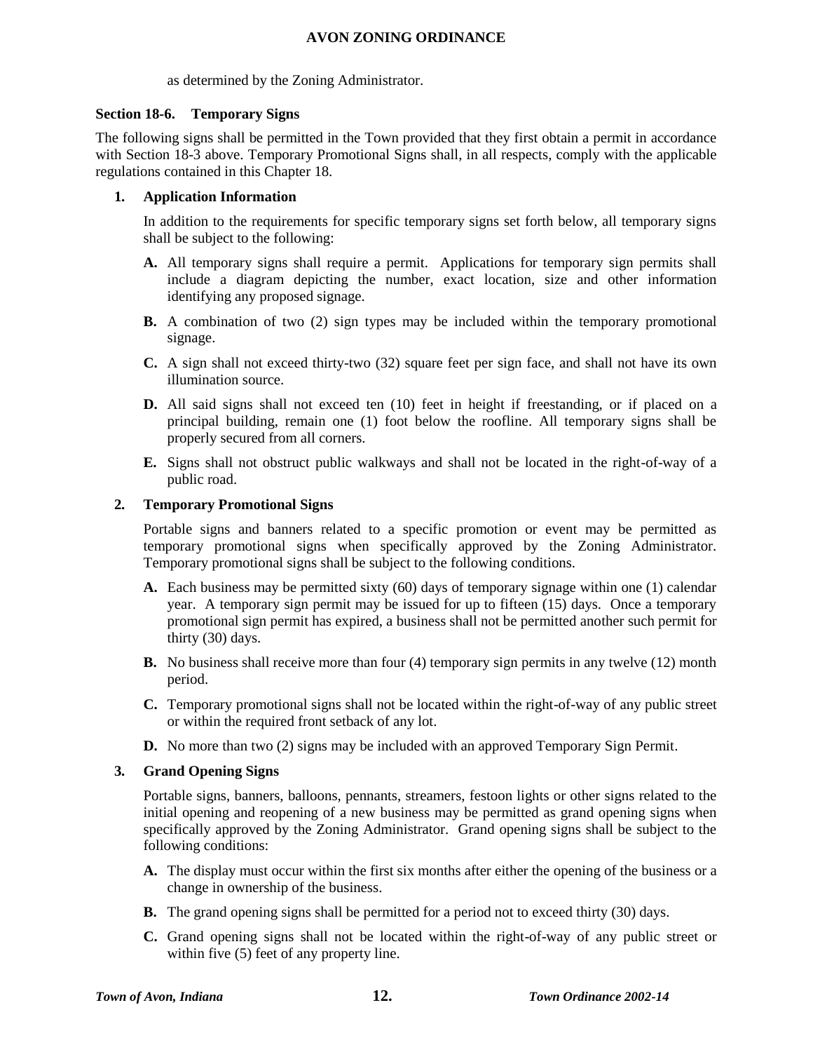as determined by the Zoning Administrator.

### Section 18-6. Temporary Signs

The following signs shall be permitted in the Town provided that they first obtain a permit in accordance with Section 18-3 above. Temporary Promotional Signs shall, in all respects, comply with the applicable regulations contained in this Chapter 18.

**1. Application Information**

In addition to the requirements for specific temporary signs set forth below, all temporary signs shall be subject to the following:

- **A.** All temporary signs shall require a permit. Applications for temporary sign permits shall include a diagram depicting the number, exact location, size and other information identifying any proposed signage.
- **B.** A combination of two (2) sign types may be included within the temporary promotional signage.
- **C.** A sign shall not exceed thirty-two (32) square feet per sign face, and shall not have its own illumination source.
- **D.** All said signs shall not exceed ten (10) feet in height if freestanding, or if placed on a principal building, remain one (1) foot below the roofline. All temporary signs shall be properly secured from all corners.
- **E.** Signs shall not obstruct public walkways and shall not be located in the right-of-way of a public road.

**2. Temporary Promotional Signs**

Portable signs and banners related to a specific promotion or event may be permitted as temporary promotional signs when specifically approved by the Zoning Administrator. Temporary promotional signs shall be subject to the following conditions.

- **A.** Each business may be permitted sixty (60) days of temporary signage within one (1) calendar year. A temporary sign permit may be issued for up to fifteen (15) days. Once a temporary promotional sign permit has expired, a business shall not be permitted another such permit for thirty (30) days.
- **B.** No business shall receive more than four (4) temporary sign permits in any twelve (12) month period.
- **C.** Temporary promotional signs shall not be located within the right-of-way of any public street or within the required front setback of any lot.
- **D.** No more than two (2) signs may be included with an approved Temporary Sign Permit.

**3. Grand Opening Signs**

Portable signs, banners, balloons, pennants, streamers, festoon lights or other signs related to the initial opening and reopening of a new business may be permitted as grand opening signs when specifically approved by the Zoning Administrator. Grand opening signs shall be subject to the following conditions:

- **A.** The display must occur within the first six months after either the opening of the business or a change in ownership of the business.
- **B.** The grand opening signs shall be permitted for a period not to exceed thirty (30) days.
- **C.** Grand opening signs shall not be located within the right-of-way of any public street or within five (5) feet of any property line.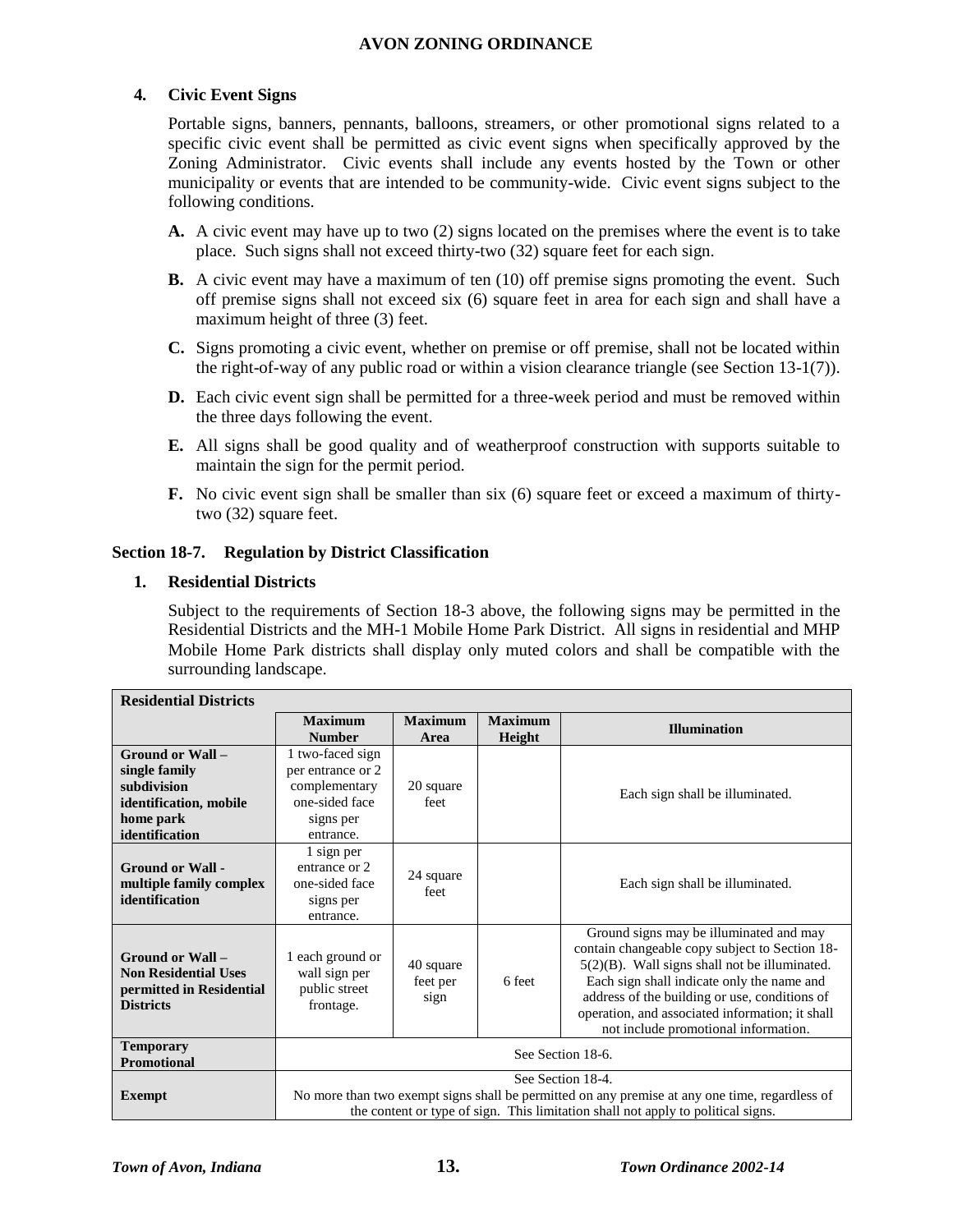### 4. Civic Event Signs

Portable signs, banners, pennants, balloons, streamers, or other promotional signs related to a specific civic event shall be permitted as civic event signs when specifically approved by the Zoning Administrator. Civic events shall include any events hosted by the Town or other municipality or events that are intended to be community-wide. Civic event signs subject to the following conditions.

- **A.** A civic event may have up to two (2) signs located on the premises where the event is to take place. Such signs shall not exceed thirty-two (32) square feet for each sign.
- **B.** A civic event may have a maximum of ten (10) off premise signs promoting the event. Such off premise signs shall not exceed six (6) square feet in area for each sign and shall have a maximum height of three (3) feet.
- **C.** Signs promoting a civic event, whether on premise or off premise, shall not be located within the right-of-way of any public road or within a vision clearance triangle (see Section 13-1(7)).
- **D.** Each civic event sign shall be permitted for a three-week period and must be removed within the three days following the event.
- **E.** All signs shall be good quality and of weatherproof construction with supports suitable to maintain the sign for the permit period.
- **F.** No civic event sign shall be smaller than six (6) square feet or exceed a maximum of thirty-two (32) square feet.

## Section 18-7. Regulation by District Classification

### 1. Residential Districts

Subject to the requirements of Section 18-3 above, the following signs may be permitted in the Residential Districts and the MH-1 Mobile Home Park District. All signs in residential and MHP Mobile Home Park districts shall display only muted colors and shall be compatible with the surrounding landscape.

| **Residential Districts** | | | | |
|---|---|---|---|---|
| | **Maximum Number** | **Maximum Area** | **Maximum Height** | **Illumination** |
| **Ground or Wall – single family subdivision identification, mobile home park identification** | 1 two-faced sign per entrance or 2 complementary one-sided face signs per entrance. | 20 square feet | | Each sign shall be illuminated. |
| **Ground or Wall - multiple family complex identification** | 1 sign per entrance or 2 one-sided face signs per entrance. | 24 square feet | | Each sign shall be illuminated. |
| **Ground or Wall – Non Residential Uses permitted in Residential Districts** | 1 each ground or wall sign per public street frontage. | 40 square feet per sign | 6 feet | Ground signs may be illuminated and may contain changeable copy subject to Section 18-5(2)(B). Wall signs shall not be illuminated. Each sign shall indicate only the name and address of the building or use, conditions of operation, and associated information; it shall not include promotional information. |
| **Temporary Promotional** | See Section 18-6. | | | |
| **Exempt** | See Section 18-4. No more than two exempt signs shall be permitted on any premise at any one time, regardless of the content or type of sign. This limitation shall not apply to political signs. | | | |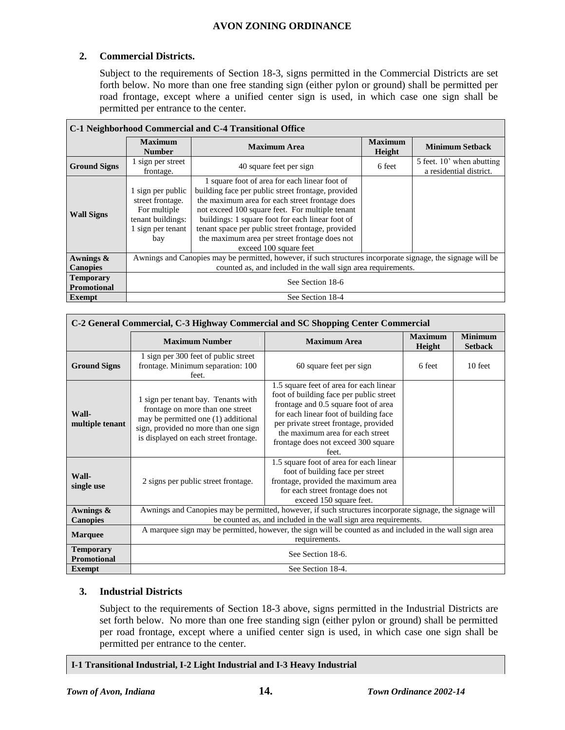**2. Commercial Districts.**

Subject to the requirements of Section 18-3, signs permitted in the Commercial Districts are set forth below. No more than one free standing sign (either pylon or ground) shall be permitted per road frontage, except where a unified center sign is used, in which case one sign shall be permitted per entrance to the center.

| **C-1 Neighborhood Commercial and C-4 Transitional Office** | | | | |
|---|---|---|---|---|
| | **Maximum Number** | **Maximum Area** | **Maximum Height** | **Minimum Setback** |
| **Ground Signs** | 1 sign per street frontage. | 40 square feet per sign | 6 feet | 5 feet. 10' when abutting a residential district. |
| **Wall Signs** | 1 sign per public street frontage. For multiple tenant buildings: 1 sign per tenant bay | 1 square foot of area for each linear foot of building face per public street frontage, provided the maximum area for each street frontage does not exceed 100 square feet. For multiple tenant buildings: 1 square foot for each linear foot of tenant space per public street frontage, provided the maximum area per street frontage does not exceed 100 square feet | | |
| **Awnings & Canopies** | Awnings and Canopies may be permitted, however, if such structures incorporate signage, the signage will be counted as, and included in the wall sign area requirements. | | | |
| **Temporary Promotional** | See Section 18-6 | | | |
| **Exempt** | See Section 18-4 | | | |

| **C-2 General Commercial, C-3 Highway Commercial and SC Shopping Center Commercial** | | | | |
|---|---|---|---|---|
| | **Maximum Number** | **Maximum Area** | **Maximum Height** | **Minimum Setback** |
| **Ground Signs** | 1 sign per 300 feet of public street frontage. Minimum separation: 100 feet. | 60 square feet per sign | 6 feet | 10 feet |
| **Wall-multiple tenant** | 1 sign per tenant bay. Tenants with frontage on more than one street may be permitted one (1) additional sign, provided no more than one sign is displayed on each street frontage. | 1.5 square feet of area for each linear foot of building face per public street frontage and 0.5 square foot of area for each linear foot of building face per private street frontage, provided the maximum area for each street frontage does not exceed 300 square feet. | | |
| **Wall-single use** | 2 signs per public street frontage. | 1.5 square foot of area for each linear foot of building face per street frontage, provided the maximum area for each street frontage does not exceed 150 square feet. | | |
| **Awnings & Canopies** | Awnings and Canopies may be permitted, however, if such structures incorporate signage, the signage will be counted as, and included in the wall sign area requirements. | | | |
| **Marquee** | A marquee sign may be permitted, however, the sign will be counted as and included in the wall sign area requirements. | | | |
| **Temporary Promotional** | See Section 18-6. | | | |
| **Exempt** | See Section 18-4. | | | |

**3. Industrial Districts**

Subject to the requirements of Section 18-3 above, signs permitted in the Industrial Districts are set forth below. No more than one free standing sign (either pylon or ground) shall be permitted per road frontage, except where a unified center sign is used, in which case one sign shall be permitted per entrance to the center.

**I-1 Transitional Industrial, I-2 Light Industrial and I-3 Heavy Industrial**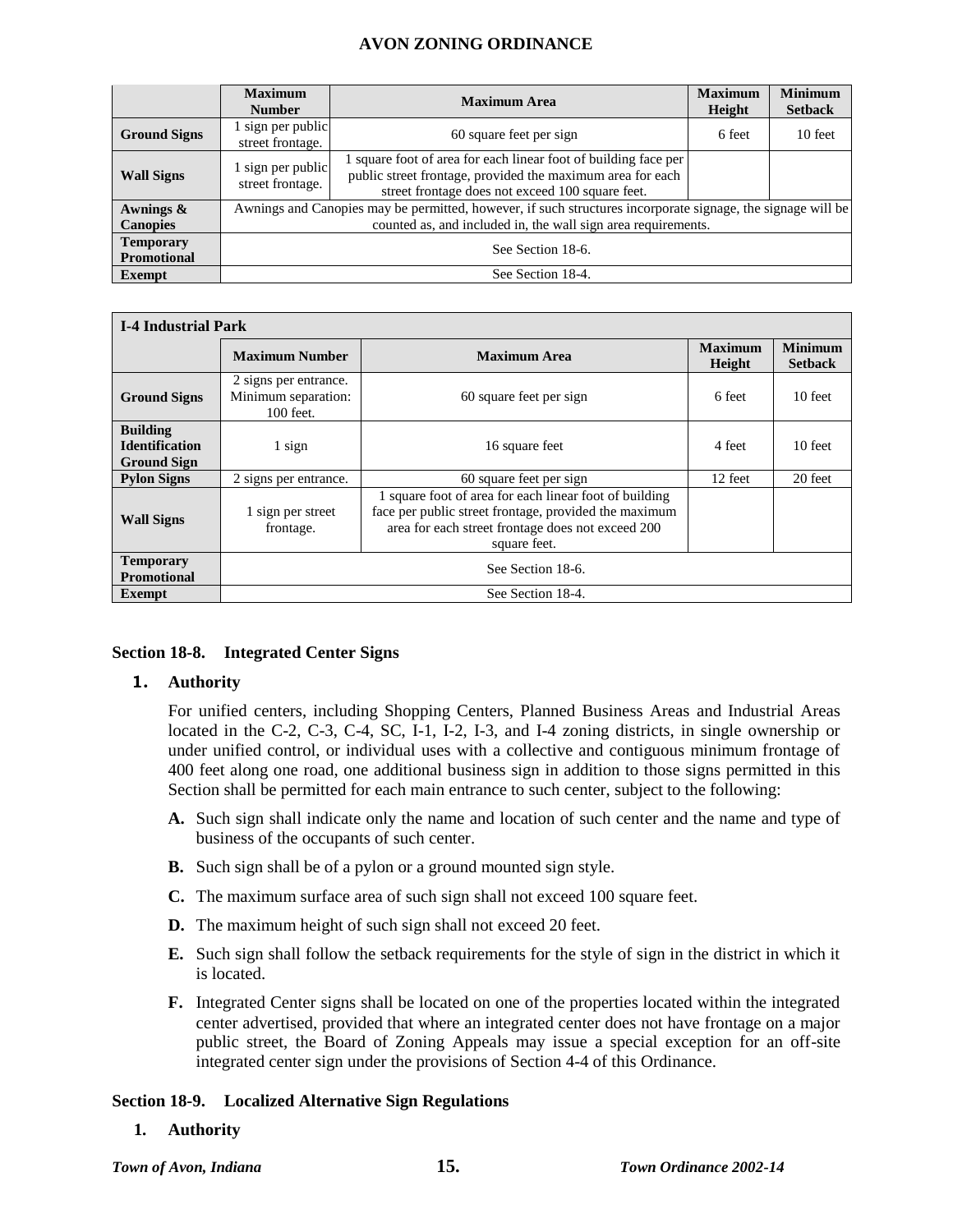| | Maximum Number | Maximum Area | Maximum Height | Minimum Setback |
|---|---|---|---|---|
| **Ground Signs** | 1 sign per public street frontage. | 60 square feet per sign | 6 feet | 10 feet |
| **Wall Signs** | 1 sign per public street frontage. | 1 square foot of area for each linear foot of building face per public street frontage, provided the maximum area for each street frontage does not exceed 100 square feet. | | |
| **Awnings & Canopies** | Awnings and Canopies may be permitted, however, if such structures incorporate signage, the signage will be counted as, and included in, the wall sign area requirements. | | | |
| **Temporary Promotional** | See Section 18-6. | | | |
| **Exempt** | See Section 18-4. | | | |

| **I-4 Industrial Park** | | | | |
|---|---|---|---|---|
| | **Maximum Number** | **Maximum Area** | **Maximum Height** | **Minimum Setback** |
| **Ground Signs** | 2 signs per entrance. Minimum separation: 100 feet. | 60 square feet per sign | 6 feet | 10 feet |
| **Building Identification Ground Sign** | 1 sign | 16 square feet | 4 feet | 10 feet |
| **Pylon Signs** | 2 signs per entrance. | 60 square feet per sign | 12 feet | 20 feet |
| **Wall Signs** | 1 sign per street frontage. | 1 square foot of area for each linear foot of building face per public street frontage, provided the maximum area for each street frontage does not exceed 200 square feet. | | |
| **Temporary Promotional** | See Section 18-6. | | | |
| **Exempt** | See Section 18-4. | | | |

## Section 18-8. Integrated Center Signs

### 1. Authority

For unified centers, including Shopping Centers, Planned Business Areas and Industrial Areas located in the C-2, C-3, C-4, SC, I-1, I-2, I-3, and I-4 zoning districts, in single ownership or under unified control, or individual uses with a collective and contiguous minimum frontage of 400 feet along one road, one additional business sign in addition to those signs permitted in this Section shall be permitted for each main entrance to such center, subject to the following:

**A.** Such sign shall indicate only the name and location of such center and the name and type of business of the occupants of such center.

**B.** Such sign shall be of a pylon or a ground mounted sign style.

**C.** The maximum surface area of such sign shall not exceed 100 square feet.

**D.** The maximum height of such sign shall not exceed 20 feet.

**E.** Such sign shall follow the setback requirements for the style of sign in the district in which it is located.

**F.** Integrated Center signs shall be located on one of the properties located within the integrated center advertised, provided that where an integrated center does not have frontage on a major public street, the Board of Zoning Appeals may issue a special exception for an off-site integrated center sign under the provisions of Section 4-4 of this Ordinance.

## Section 18-9. Localized Alternative Sign Regulations

### 1. Authority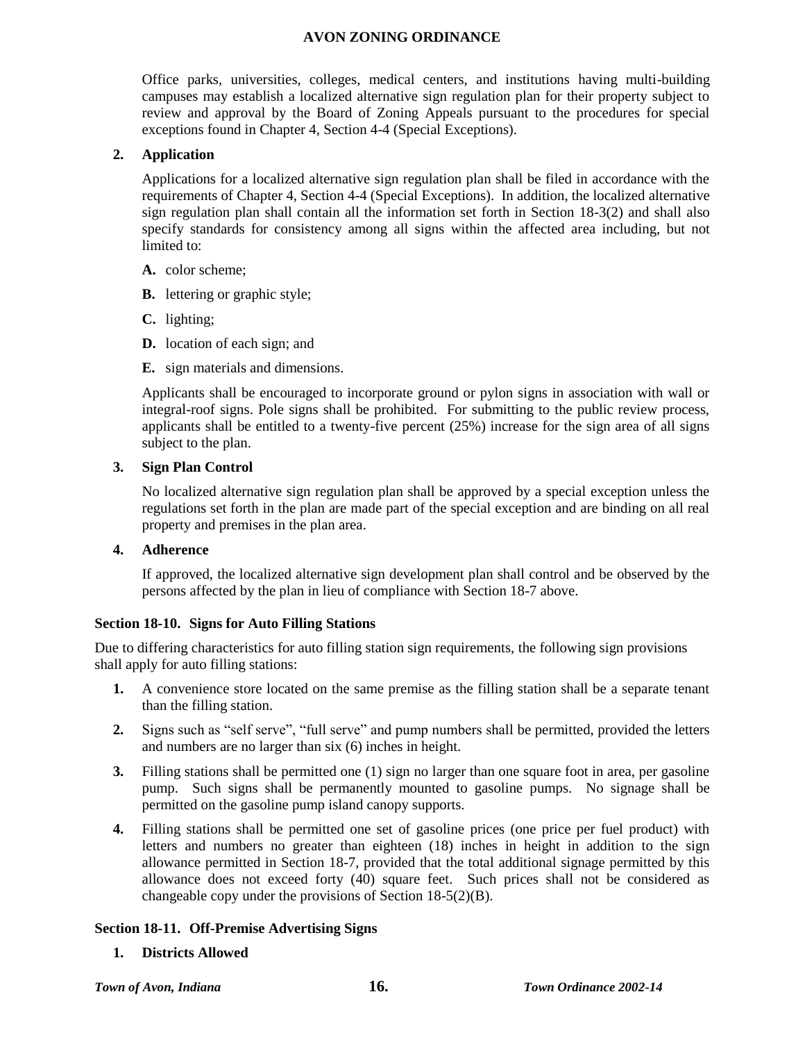Office parks, universities, colleges, medical centers, and institutions having multi-building campuses may establish a localized alternative sign regulation plan for their property subject to review and approval by the Board of Zoning Appeals pursuant to the procedures for special exceptions found in Chapter 4, Section 4-4 (Special Exceptions).

**2. Application**

Applications for a localized alternative sign regulation plan shall be filed in accordance with the requirements of Chapter 4, Section 4-4 (Special Exceptions). In addition, the localized alternative sign regulation plan shall contain all the information set forth in Section 18-3(2) and shall also specify standards for consistency among all signs within the affected area including, but not limited to:

**A.** color scheme;

**B.** lettering or graphic style;

**C.** lighting;

**D.** location of each sign; and

**E.** sign materials and dimensions.

Applicants shall be encouraged to incorporate ground or pylon signs in association with wall or integral-roof signs. Pole signs shall be prohibited. For submitting to the public review process, applicants shall be entitled to a twenty-five percent (25%) increase for the sign area of all signs subject to the plan.

**3. Sign Plan Control**

No localized alternative sign regulation plan shall be approved by a special exception unless the regulations set forth in the plan are made part of the special exception and are binding on all real property and premises in the plan area.

**4. Adherence**

If approved, the localized alternative sign development plan shall control and be observed by the persons affected by the plan in lieu of compliance with Section 18-7 above.

### Section 18-10. Signs for Auto Filling Stations

Due to differing characteristics for auto filling station sign requirements, the following sign provisions shall apply for auto filling stations:

1. A convenience store located on the same premise as the filling station shall be a separate tenant than the filling station.
2. Signs such as "self serve", "full serve" and pump numbers shall be permitted, provided the letters and numbers are no larger than six (6) inches in height.
3. Filling stations shall be permitted one (1) sign no larger than one square foot in area, per gasoline pump. Such signs shall be permanently mounted to gasoline pumps. No signage shall be permitted on the gasoline pump island canopy supports.
4. Filling stations shall be permitted one set of gasoline prices (one price per fuel product) with letters and numbers no greater than eighteen (18) inches in height in addition to the sign allowance permitted in Section 18-7, provided that the total additional signage permitted by this allowance does not exceed forty (40) square feet. Such prices shall not be considered as changeable copy under the provisions of Section 18-5(2)(B).

### Section 18-11. Off-Premise Advertising Signs

**1. Districts Allowed**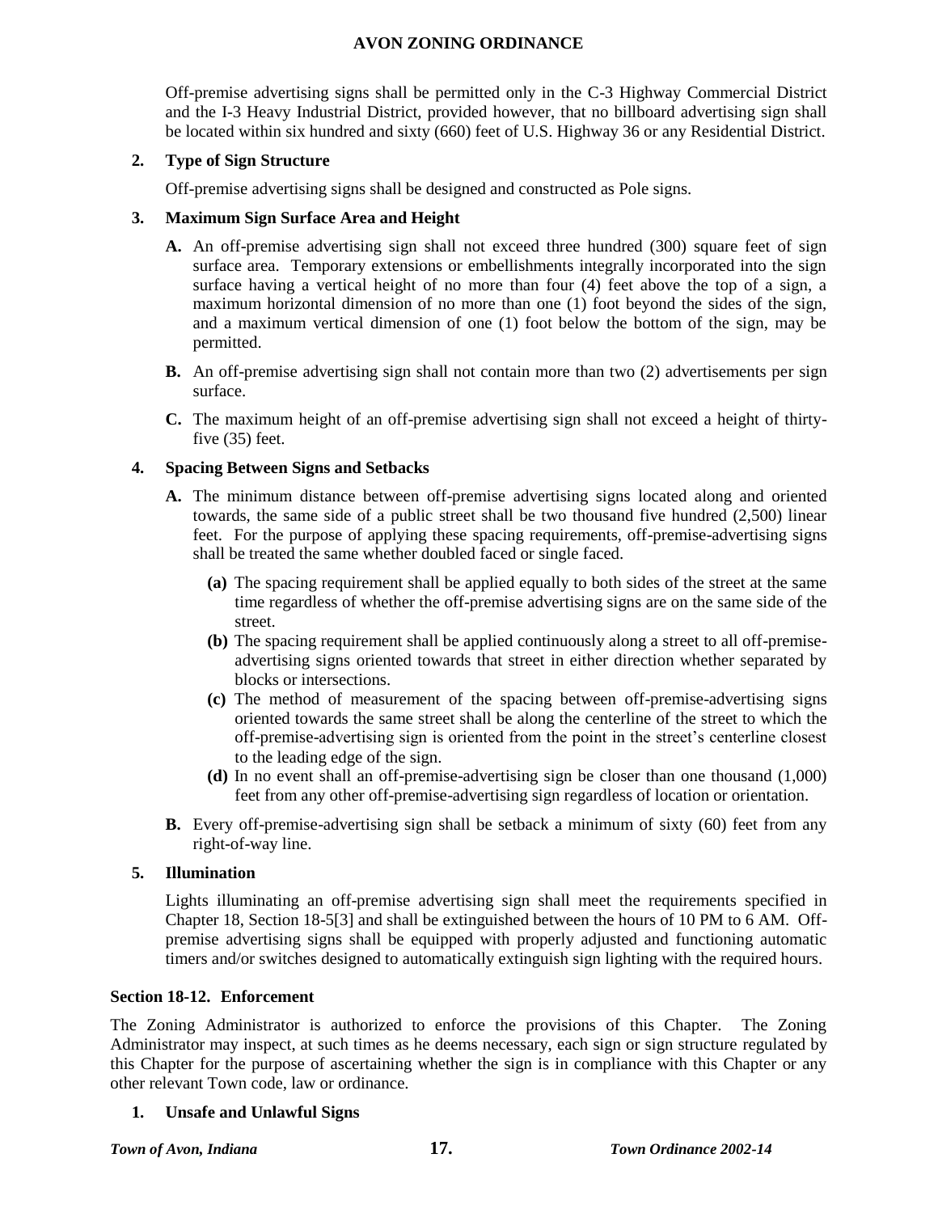Off-premise advertising signs shall be permitted only in the C-3 Highway Commercial District and the I-3 Heavy Industrial District, provided however, that no billboard advertising sign shall be located within six hundred and sixty (660) feet of U.S. Highway 36 or any Residential District.

**2. Type of Sign Structure**

Off-premise advertising signs shall be designed and constructed as Pole signs.

**3. Maximum Sign Surface Area and Height**

**A.** An off-premise advertising sign shall not exceed three hundred (300) square feet of sign surface area. Temporary extensions or embellishments integrally incorporated into the sign surface having a vertical height of no more than four (4) feet above the top of a sign, a maximum horizontal dimension of no more than one (1) foot beyond the sides of the sign, and a maximum vertical dimension of one (1) foot below the bottom of the sign, may be permitted.

**B.** An off-premise advertising sign shall not contain more than two (2) advertisements per sign surface.

**C.** The maximum height of an off-premise advertising sign shall not exceed a height of thirty-five (35) feet.

**4. Spacing Between Signs and Setbacks**

**A.** The minimum distance between off-premise advertising signs located along and oriented towards, the same side of a public street shall be two thousand five hundred (2,500) linear feet. For the purpose of applying these spacing requirements, off-premise-advertising signs shall be treated the same whether doubled faced or single faced.

**(a)** The spacing requirement shall be applied equally to both sides of the street at the same time regardless of whether the off-premise advertising signs are on the same side of the street.

**(b)** The spacing requirement shall be applied continuously along a street to all off-premise-advertising signs oriented towards that street in either direction whether separated by blocks or intersections.

**(c)** The method of measurement of the spacing between off-premise-advertising signs oriented towards the same street shall be along the centerline of the street to which the off-premise-advertising sign is oriented from the point in the street's centerline closest to the leading edge of the sign.

**(d)** In no event shall an off-premise-advertising sign be closer than one thousand (1,000) feet from any other off-premise-advertising sign regardless of location or orientation.

**B.** Every off-premise-advertising sign shall be setback a minimum of sixty (60) feet from any right-of-way line.

**5. Illumination**

Lights illuminating an off-premise advertising sign shall meet the requirements specified in Chapter 18, Section 18-5[3] and shall be extinguished between the hours of 10 PM to 6 AM. Off-premise advertising signs shall be equipped with properly adjusted and functioning automatic timers and/or switches designed to automatically extinguish sign lighting with the required hours.

## Section 18-12. Enforcement

The Zoning Administrator is authorized to enforce the provisions of this Chapter. The Zoning Administrator may inspect, at such times as he deems necessary, each sign or sign structure regulated by this Chapter for the purpose of ascertaining whether the sign is in compliance with this Chapter or any other relevant Town code, law or ordinance.

**1. Unsafe and Unlawful Signs**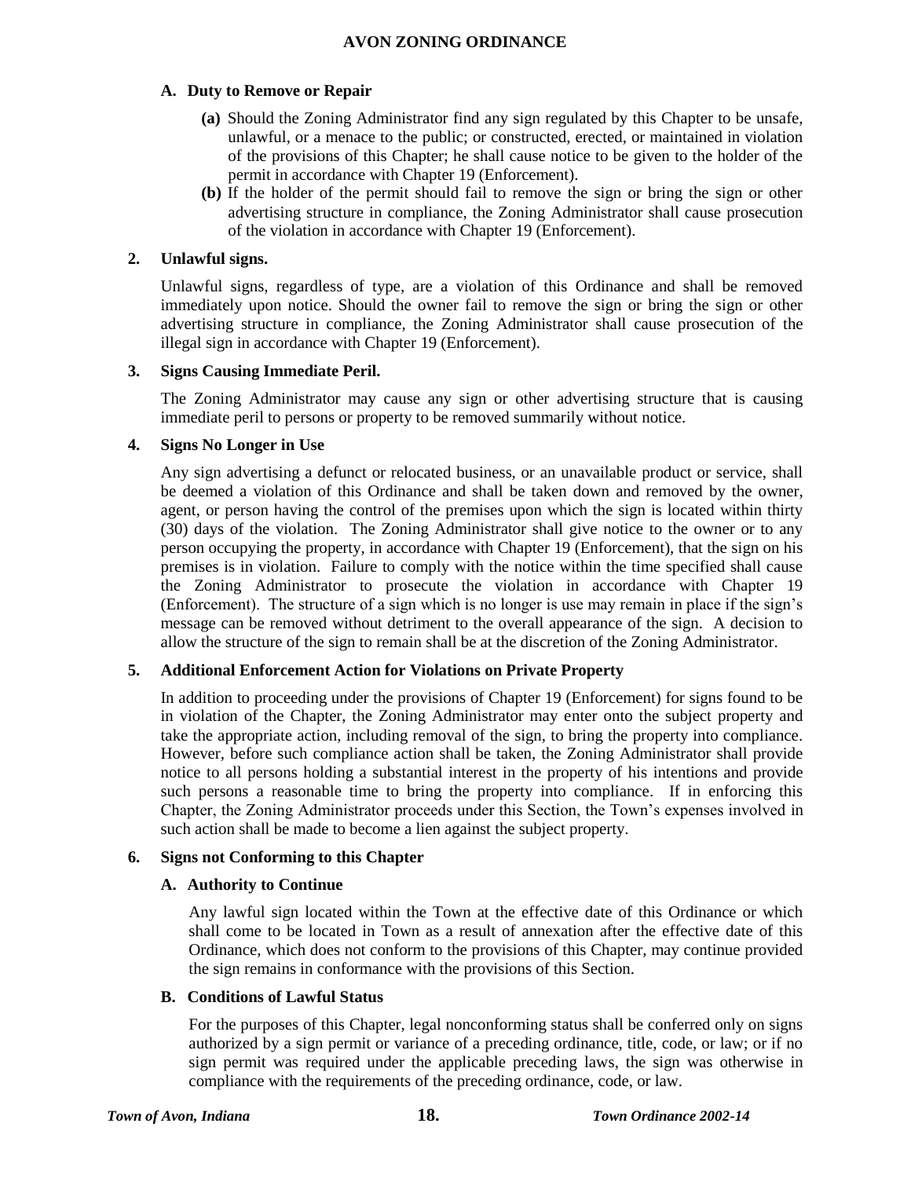### A. Duty to Remove or Repair

**(a)** Should the Zoning Administrator find any sign regulated by this Chapter to be unsafe, unlawful, or a menace to the public; or constructed, erected, or maintained in violation of the provisions of this Chapter; he shall cause notice to be given to the holder of the permit in accordance with Chapter 19 (Enforcement).

**(b)** If the holder of the permit should fail to remove the sign or bring the sign or other advertising structure in compliance, the Zoning Administrator shall cause prosecution of the violation in accordance with Chapter 19 (Enforcement).

### 2. Unlawful signs.

Unlawful signs, regardless of type, are a violation of this Ordinance and shall be removed immediately upon notice. Should the owner fail to remove the sign or bring the sign or other advertising structure in compliance, the Zoning Administrator shall cause prosecution of the illegal sign in accordance with Chapter 19 (Enforcement).

### 3. Signs Causing Immediate Peril.

The Zoning Administrator may cause any sign or other advertising structure that is causing immediate peril to persons or property to be removed summarily without notice.

### 4. Signs No Longer in Use

Any sign advertising a defunct or relocated business, or an unavailable product or service, shall be deemed a violation of this Ordinance and shall be taken down and removed by the owner, agent, or person having the control of the premises upon which the sign is located within thirty (30) days of the violation. The Zoning Administrator shall give notice to the owner or to any person occupying the property, in accordance with Chapter 19 (Enforcement), that the sign on his premises is in violation. Failure to comply with the notice within the time specified shall cause the Zoning Administrator to prosecute the violation in accordance with Chapter 19 (Enforcement). The structure of a sign which is no longer is use may remain in place if the sign's message can be removed without detriment to the overall appearance of the sign. A decision to allow the structure of the sign to remain shall be at the discretion of the Zoning Administrator.

### 5. Additional Enforcement Action for Violations on Private Property

In addition to proceeding under the provisions of Chapter 19 (Enforcement) for signs found to be in violation of the Chapter, the Zoning Administrator may enter onto the subject property and take the appropriate action, including removal of the sign, to bring the property into compliance. However, before such compliance action shall be taken, the Zoning Administrator shall provide notice to all persons holding a substantial interest in the property of his intentions and provide such persons a reasonable time to bring the property into compliance. If in enforcing this Chapter, the Zoning Administrator proceeds under this Section, the Town's expenses involved in such action shall be made to become a lien against the subject property.

### 6. Signs not Conforming to this Chapter

#### A. Authority to Continue

Any lawful sign located within the Town at the effective date of this Ordinance or which shall come to be located in Town as a result of annexation after the effective date of this Ordinance, which does not conform to the provisions of this Chapter, may continue provided the sign remains in conformance with the provisions of this Section.

#### B. Conditions of Lawful Status

For the purposes of this Chapter, legal nonconforming status shall be conferred only on signs authorized by a sign permit or variance of a preceding ordinance, title, code, or law; or if no sign permit was required under the applicable preceding laws, the sign was otherwise in compliance with the requirements of the preceding ordinance, code, or law.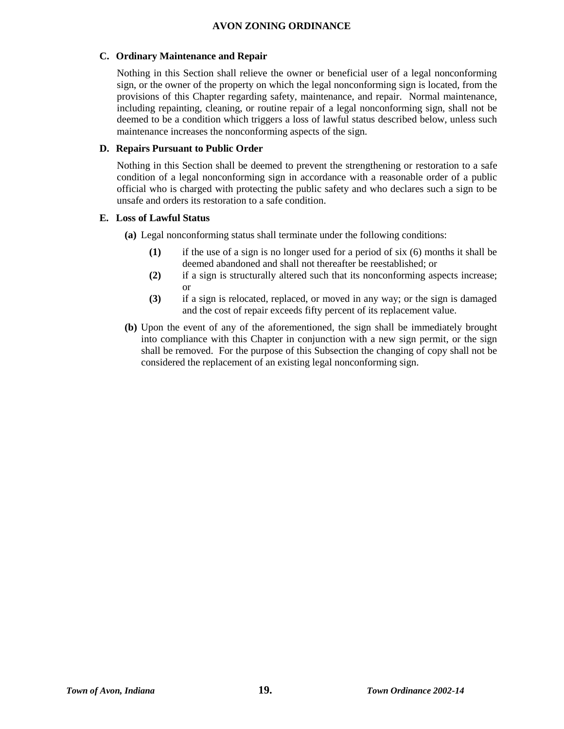### C. Ordinary Maintenance and Repair

Nothing in this Section shall relieve the owner or beneficial user of a legal nonconforming sign, or the owner of the property on which the legal nonconforming sign is located, from the provisions of this Chapter regarding safety, maintenance, and repair. Normal maintenance, including repainting, cleaning, or routine repair of a legal nonconforming sign, shall not be deemed to be a condition which triggers a loss of lawful status described below, unless such maintenance increases the nonconforming aspects of the sign.

### D. Repairs Pursuant to Public Order

Nothing in this Section shall be deemed to prevent the strengthening or restoration to a safe condition of a legal nonconforming sign in accordance with a reasonable order of a public official who is charged with protecting the public safety and who declares such a sign to be unsafe and orders its restoration to a safe condition.

### E. Loss of Lawful Status

**(a)** Legal nonconforming status shall terminate under the following conditions:

- **(1)** if the use of a sign is no longer used for a period of six (6) months it shall be deemed abandoned and shall not thereafter be reestablished; or
- **(2)** if a sign is structurally altered such that its nonconforming aspects increase; or
- **(3)** if a sign is relocated, replaced, or moved in any way; or the sign is damaged and the cost of repair exceeds fifty percent of its replacement value.

**(b)** Upon the event of any of the aforementioned, the sign shall be immediately brought into compliance with this Chapter in conjunction with a new sign permit, or the sign shall be removed. For the purpose of this Subsection the changing of copy shall not be considered the replacement of an existing legal nonconforming sign.